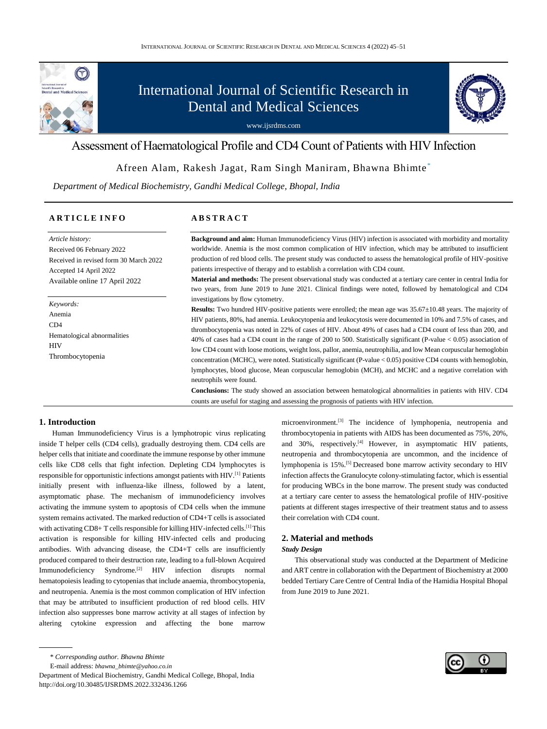# Assessment of Haematological Profile and CD4 Count of Patients with HIV Infection

Afreen Alam, Rakesh Jagat, Ram Singh Maniram, Bhawna Bhimte*

*Department of Medical Biochemistry, Gandhi Medical College, Bhopal, India*

## ARTICLE INFO

*Article history:*
Received 06 February 2022
Received in revised form 30 March 2022
Accepted 14 April 2022
Available online 17 April 2022

*Keywords:*
Anemia
CD4
Hematological abnormalities
HIV
Thrombocytopenia

## ABSTRACT

**Background and aim:** Human Immunodeficiency Virus (HIV) infection is associated with morbidity and mortality worldwide. Anemia is the most common complication of HIV infection, which may be attributed to insufficient production of red blood cells. The present study was conducted to assess the hematological profile of HIV-positive patients irrespective of therapy and to establish a correlation with CD4 count.

**Material and methods:** The present observational study was conducted at a tertiary care center in central India for two years, from June 2019 to June 2021. Clinical findings were noted, followed by hematological and CD4 investigations by flow cytometry.

**Results:** Two hundred HIV-positive patients were enrolled; the mean age was 35.67±10.48 years. The majority of HIV patients, 80%, had anemia. Leukocytopenia and leukocytosis were documented in 10% and 7.5% of cases, and thrombocytopenia was noted in 22% of cases of HIV. About 49% of cases had a CD4 count of less than 200, and 40% of cases had a CD4 count in the range of 200 to 500. Statistically significant (P-value < 0.05) association of low CD4 count with loose motions, weight loss, pallor, anemia, neutrophilia, and low Mean corpuscular hemoglobin concentration (MCHC), were noted. Statistically significant (P-value < 0.05) positive CD4 counts with hemoglobin, lymphocytes, blood glucose, Mean corpuscular hemoglobin (MCH), and MCHC and a negative correlation with neutrophils were found.

**Conclusions:** The study showed an association between hematological abnormalities in patients with HIV. CD4 counts are useful for staging and assessing the prognosis of patients with HIV infection.

## 1. Introduction

Human Immunodeficiency Virus is a lymphotropic virus replicating inside T helper cells (CD4 cells), gradually destroying them. CD4 cells are helper cells that initiate and coordinate the immune response by other immune cells like CD8 cells that fight infection. Depleting CD4 lymphocytes is responsible for opportunistic infections amongst patients with HIV.[1] Patients initially present with influenza-like illness, followed by a latent, asymptomatic phase. The mechanism of immunodeficiency involves activating the immune system to apoptosis of CD4 cells when the immune system remains activated. The marked reduction of CD4+T cells is associated with activating CD8+ T cells responsible for killing HIV-infected cells.[1] This activation is responsible for killing HIV-infected cells and producing antibodies. With advancing disease, the CD4+T cells are insufficiently produced compared to their destruction rate, leading to a full-blown Acquired Immunodeficiency Syndrome.[2] HIV infection disrupts normal hematopoiesis leading to cytopenias that include anaemia, thrombocytopenia, and neutropenia. Anemia is the most common complication of HIV infection that may be attributed to insufficient production of red blood cells. HIV infection also suppresses bone marrow activity at all stages of infection by altering cytokine expression and affecting the bone marrow microenvironment.[3] The incidence of lymphopenia, neutropenia and thrombocytopenia in patients with AIDS has been documented as 75%, 20%, and 30%, respectively.[4] However, in asymptomatic HIV patients, neutropenia and thrombocytopenia are uncommon, and the incidence of lymphopenia is 15%.[5] Decreased bone marrow activity secondary to HIV infection affects the Granulocyte colony-stimulating factor, which is essential for producing WBCs in the bone marrow. The present study was conducted at a tertiary care center to assess the hematological profile of HIV-positive patients at different stages irrespective of their treatment status and to assess their correlation with CD4 count.

## 2. Material and methods

### *Study Design*

This observational study was conducted at the Department of Medicine and ART centre in collaboration with the Department of Biochemistry at 2000 bedded Tertiary Care Centre of Central India of the Hamidia Hospital Bhopal from June 2019 to June 2021.

---

\* *Corresponding author. Bhawna Bhimte*
E-mail address: *bhawna_bhimte@yahoo.co.in*
Department of Medical Biochemistry, Gandhi Medical College, Bhopal, India
http://doi.org/10.30485/IJSRDMS.2022.332436.1266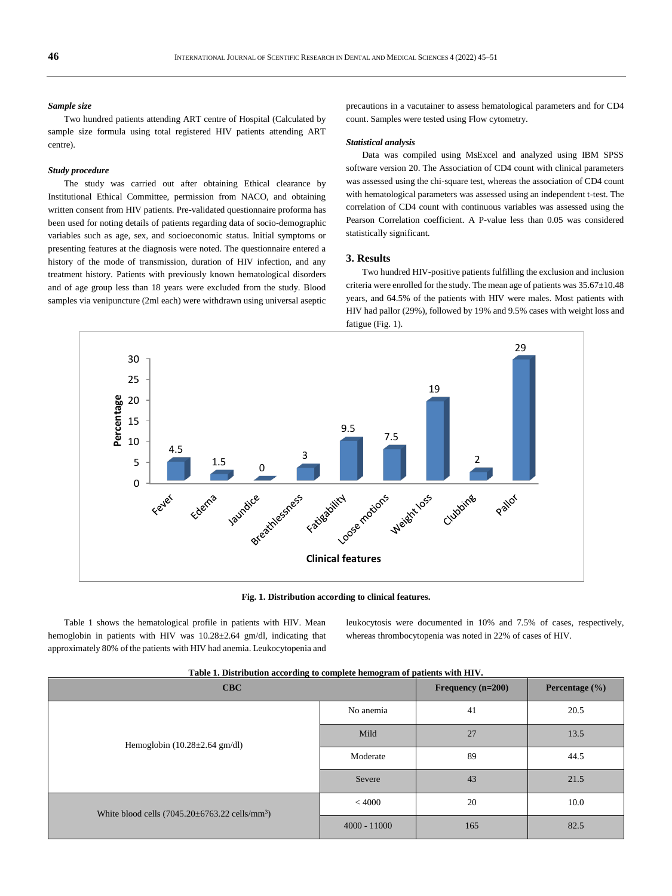### *Sample size*

Two hundred patients attending ART centre of Hospital (Calculated by sample size formula using total registered HIV patients attending ART centre).

### *Study procedure*

The study was carried out after obtaining Ethical clearance by Institutional Ethical Committee, permission from NACO, and obtaining written consent from HIV patients. Pre-validated questionnaire proforma has been used for noting details of patients regarding data of socio-demographic variables such as age, sex, and socioeconomic status. Initial symptoms or presenting features at the diagnosis were noted. The questionnaire entered a history of the mode of transmission, duration of HIV infection, and any treatment history. Patients with previously known hematological disorders and of age group less than 18 years were excluded from the study. Blood samples via venipuncture (2ml each) were withdrawn using universal aseptic precautions in a vacutainer to assess hematological parameters and for CD4 count. Samples were tested using Flow cytometry.

### *Statistical analysis*

Data was compiled using MsExcel and analyzed using IBM SPSS software version 20. The Association of CD4 count with clinical parameters was assessed using the chi-square test, whereas the association of CD4 count with hematological parameters was assessed using an independent t-test. The correlation of CD4 count with continuous variables was assessed using the Pearson Correlation coefficient. A P-value less than 0.05 was considered statistically significant.

## 3. Results

Two hundred HIV-positive patients fulfilling the exclusion and inclusion criteria were enrolled for the study. The mean age of patients was 35.67±10.48 years, and 64.5% of the patients with HIV were males. Most patients with HIV had pallor (29%), followed by 19% and 9.5% cases with weight loss and fatigue (Fig. 1).

| Clinical features | Percentage |
|---|---|
| Fever | 4.5 |
| Edema | 1.5 |
| Jaundice | 0 |
| Breathlessness | 3 |
| Fatigability | 9.5 |
| Loose motions | 7.5 |
| Weight loss | 19 |
| Clubbing | 2 |
| Pallor | 29 |

**Fig. 1. Distribution according to clinical features.**

Table 1 shows the hematological profile in patients with HIV. Mean hemoglobin in patients with HIV was 10.28±2.64 gm/dl, indicating that approximately 80% of the patients with HIV had anemia. Leukocytopenia and leukocytosis were documented in 10% and 7.5% of cases, respectively, whereas thrombocytopenia was noted in 22% of cases of HIV.

**Table 1. Distribution according to complete hemogram of patients with HIV.**

| CBC | | Frequency (n=200) | Percentage (%) |
|---|---|---|---|
| Hemoglobin (10.28±2.64 gm/dl) | No anemia | 41 | 20.5 |
| | Mild | 27 | 13.5 |
| | Moderate | 89 | 44.5 |
| | Severe | 43 | 21.5 |
| White blood cells (7045.20±6763.22 cells/mm$^3$) | < 4000 | 20 | 10.0 |
| | 4000 - 11000 | 165 | 82.5 |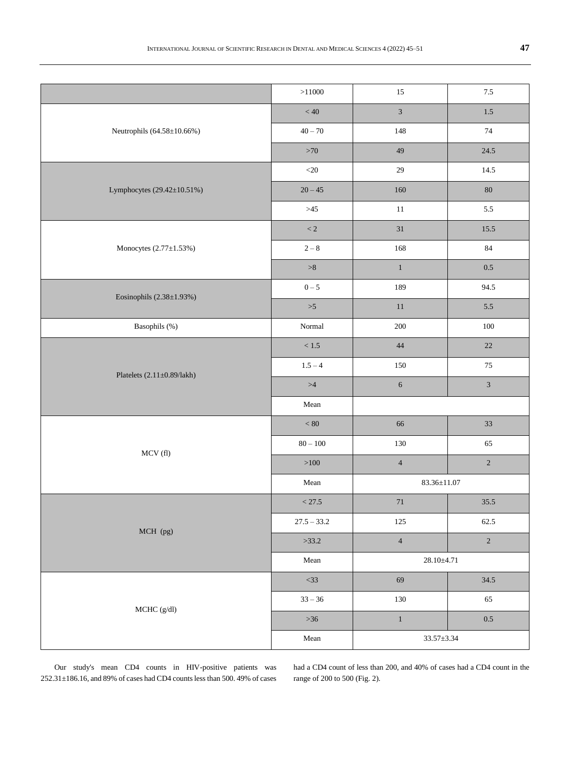| | | | |
|---|---|---|---|
| | >11000 | 15 | 7.5 |
| Neutrophils (64.58±10.66%) | < 40 | 3 | 1.5 |
| | 40 – 70 | 148 | 74 |
| | >70 | 49 | 24.5 |
| Lymphocytes (29.42±10.51%) | <20 | 29 | 14.5 |
| | 20 – 45 | 160 | 80 |
| | >45 | 11 | 5.5 |
| Monocytes (2.77±1.53%) | < 2 | 31 | 15.5 |
| | 2 – 8 | 168 | 84 |
| | >8 | 1 | 0.5 |
| Eosinophils (2.38±1.93%) | 0 – 5 | 189 | 94.5 |
| | >5 | 11 | 5.5 |
| Basophils (%) | Normal | 200 | 100 |
| Platelets (2.11±0.89/lakh) | < 1.5 | 44 | 22 |
| | 1.5 – 4 | 150 | 75 |
| | >4 | 6 | 3 |
| | Mean | | |
| MCV (fl) | < 80 | 66 | 33 |
| | 80 – 100 | 130 | 65 |
| | >100 | 4 | 2 |
| | Mean | 83.36±11.07 | |
| MCH (pg) | < 27.5 | 71 | 35.5 |
| | 27.5 – 33.2 | 125 | 62.5 |
| | >33.2 | 4 | 2 |
| | Mean | 28.10±4.71 | |
| MCHC (g/dl) | <33 | 69 | 34.5 |
| | 33 – 36 | 130 | 65 |
| | >36 | 1 | 0.5 |
| | Mean | 33.57±3.34 | |

Our study's mean CD4 counts in HIV-positive patients was 252.31±186.16, and 89% of cases had CD4 counts less than 500. 49% of cases had a CD4 count of less than 200, and 40% of cases had a CD4 count in the range of 200 to 500 (Fig. 2).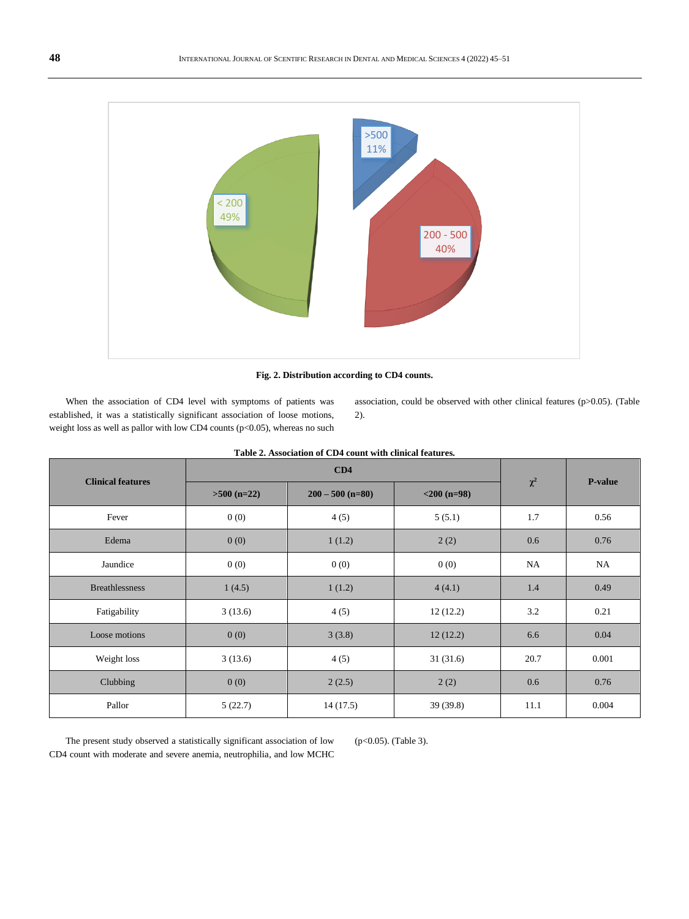Fig. 2. Distribution according to CD4 counts.

When the association of CD4 level with symptoms of patients was established, it was a statistically significant association of loose motions, weight loss as well as pallor with low CD4 counts ($p<0.05$), whereas no such association, could be observed with other clinical features ($p>0.05$). (Table 2).

**Table 2. Association of CD4 count with clinical features.**

| Clinical features | CD4 | | | $\chi^2$ | P-value |
|---|---|---|---|---|---|
| | >500 (n=22) | 200 – 500 (n=80) | <200 (n=98) | | |
| Fever | 0 (0) | 4 (5) | 5 (5.1) | 1.7 | 0.56 |
| Edema | 0 (0) | 1 (1.2) | 2 (2) | 0.6 | 0.76 |
| Jaundice | 0 (0) | 0 (0) | 0 (0) | NA | NA |
| Breathlessness | 1 (4.5) | 1 (1.2) | 4 (4.1) | 1.4 | 0.49 |
| Fatigability | 3 (13.6) | 4 (5) | 12 (12.2) | 3.2 | 0.21 |
| Loose motions | 0 (0) | 3 (3.8) | 12 (12.2) | 6.6 | 0.04 |
| Weight loss | 3 (13.6) | 4 (5) | 31 (31.6) | 20.7 | 0.001 |
| Clubbing | 0 (0) | 2 (2.5) | 2 (2) | 0.6 | 0.76 |
| Pallor | 5 (22.7) | 14 (17.5) | 39 (39.8) | 11.1 | 0.004 |

The present study observed a statistically significant association of low CD4 count with moderate and severe anemia, neutrophilia, and low MCHC ($p<0.05$). (Table 3).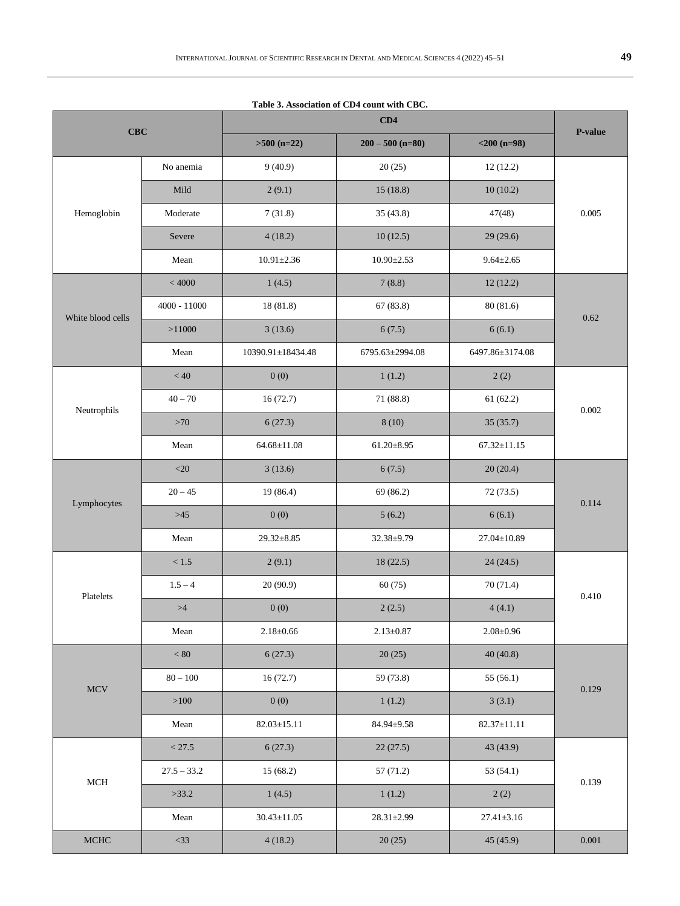**Table 3. Association of CD4 count with CBC.**

| CBC | | CD4 | | | P-value |
|---|---|---|---|---|---|
| | | >500 (n=22) | 200 – 500 (n=80) | <200 (n=98) | |
| Hemoglobin | No anemia | 9 (40.9) | 20 (25) | 12 (12.2) | 0.005 |
| | Mild | 2 (9.1) | 15 (18.8) | 10 (10.2) | |
| | Moderate | 7 (31.8) | 35 (43.8) | 47(48) | |
| | Severe | 4 (18.2) | 10 (12.5) | 29 (29.6) | |
| | Mean | 10.91±2.36 | 10.90±2.53 | 9.64±2.65 | |
| White blood cells | < 4000 | 1 (4.5) | 7 (8.8) | 12 (12.2) | 0.62 |
| | 4000 - 11000 | 18 (81.8) | 67 (83.8) | 80 (81.6) | |
| | >11000 | 3 (13.6) | 6 (7.5) | 6 (6.1) | |
| | Mean | 10390.91±18434.48 | 6795.63±2994.08 | 6497.86±3174.08 | |
| Neutrophils | < 40 | 0 (0) | 1 (1.2) | 2 (2) | 0.002 |
| | 40 – 70 | 16 (72.7) | 71 (88.8) | 61 (62.2) | |
| | >70 | 6 (27.3) | 8 (10) | 35 (35.7) | |
| | Mean | 64.68±11.08 | 61.20±8.95 | 67.32±11.15 | |
| Lymphocytes | <20 | 3 (13.6) | 6 (7.5) | 20 (20.4) | 0.114 |
| | 20 – 45 | 19 (86.4) | 69 (86.2) | 72 (73.5) | |
| | >45 | 0 (0) | 5 (6.2) | 6 (6.1) | |
| | Mean | 29.32±8.85 | 32.38±9.79 | 27.04±10.89 | |
| Platelets | < 1.5 | 2 (9.1) | 18 (22.5) | 24 (24.5) | 0.410 |
| | 1.5 – 4 | 20 (90.9) | 60 (75) | 70 (71.4) | |
| | >4 | 0 (0) | 2 (2.5) | 4 (4.1) | |
| | Mean | 2.18±0.66 | 2.13±0.87 | 2.08±0.96 | |
| MCV | < 80 | 6 (27.3) | 20 (25) | 40 (40.8) | 0.129 |
| | 80 – 100 | 16 (72.7) | 59 (73.8) | 55 (56.1) | |
| | >100 | 0 (0) | 1 (1.2) | 3 (3.1) | |
| | Mean | 82.03±15.11 | 84.94±9.58 | 82.37±11.11 | |
| MCH | < 27.5 | 6 (27.3) | 22 (27.5) | 43 (43.9) | 0.139 |
| | 27.5 – 33.2 | 15 (68.2) | 57 (71.2) | 53 (54.1) | |
| | >33.2 | 1 (4.5) | 1 (1.2) | 2 (2) | |
| | Mean | 30.43±11.05 | 28.31±2.99 | 27.41±3.16 | |
| MCHC | <33 | 4 (18.2) | 20 (25) | 45 (45.9) | 0.001 |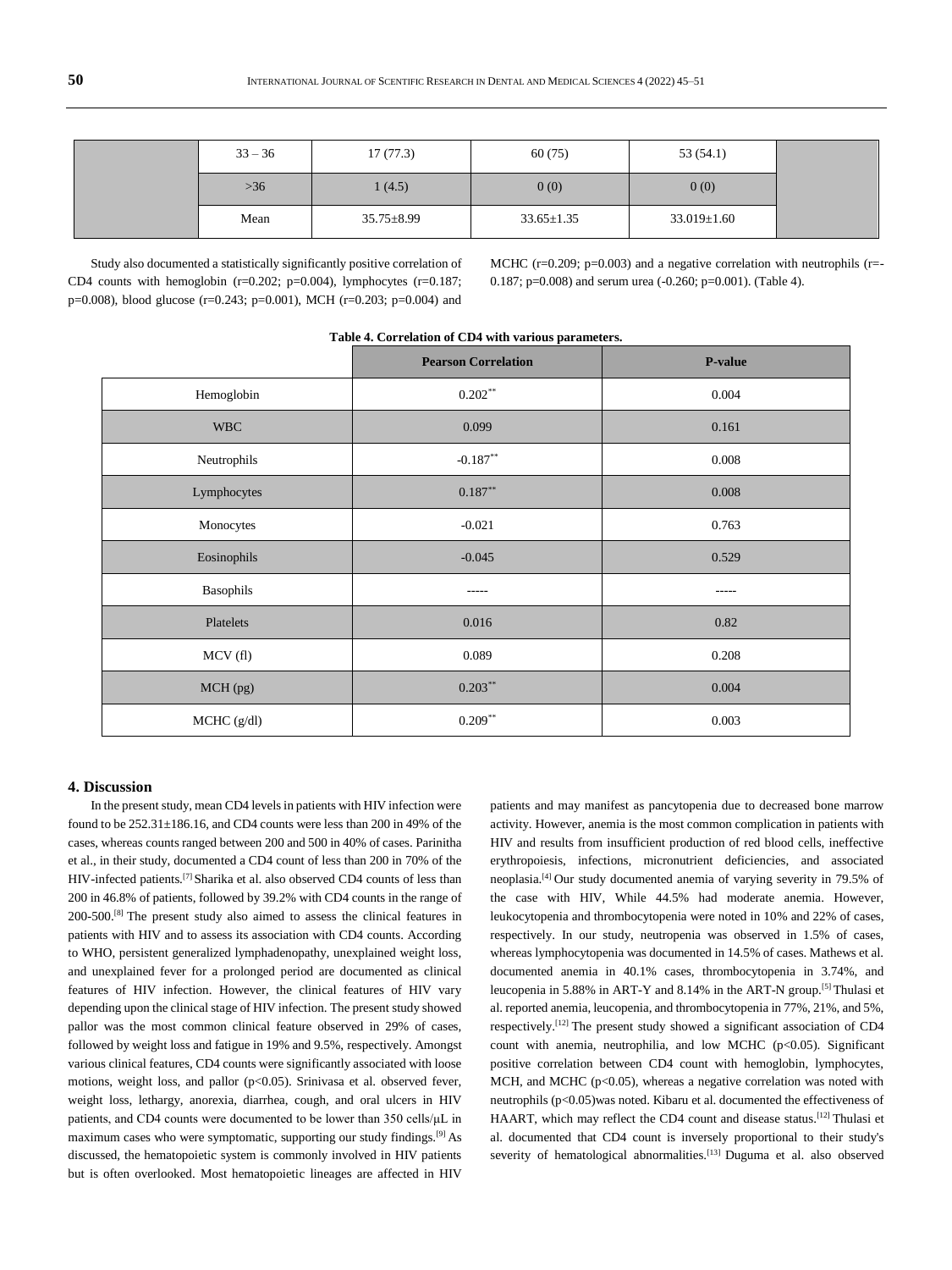|  | 33 – 36 | 17 (77.3) | 60 (75) | 53 (54.1) |  |
| --- | --- | --- | --- | --- | --- |
|  | >36 | 1 (4.5) | 0 (0) | 0 (0) |  |
|  | Mean | 35.75±8.99 | 33.65±1.35 | 33.019±1.60 |  |

Study also documented a statistically significantly positive correlation of CD4 counts with hemoglobin (r=0.202; p=0.004), lymphocytes (r=0.187; p=0.008), blood glucose (r=0.243; p=0.001), MCH (r=0.203; p=0.004) and MCHC (r=0.209; p=0.003) and a negative correlation with neutrophils (r=-0.187; p=0.008) and serum urea (-0.260; p=0.001). (Table 4).

**Table 4. Correlation of CD4 with various parameters.**

|  | Pearson Correlation | P-value |
| --- | --- | --- |
| Hemoglobin | 0.202** | 0.004 |
| WBC | 0.099 | 0.161 |
| Neutrophils | -0.187** | 0.008 |
| Lymphocytes | 0.187** | 0.008 |
| Monocytes | -0.021 | 0.763 |
| Eosinophils | -0.045 | 0.529 |
| Basophils | ----- | ----- |
| Platelets | 0.016 | 0.82 |
| MCV (fl) | 0.089 | 0.208 |
| MCH (pg) | 0.203** | 0.004 |
| MCHC (g/dl) | 0.209** | 0.003 |

## 4. Discussion

In the present study, mean CD4 levels in patients with HIV infection were found to be 252.31±186.16, and CD4 counts were less than 200 in 49% of the cases, whereas counts ranged between 200 and 500 in 40% of cases. Parinitha et al., in their study, documented a CD4 count of less than 200 in 70% of the HIV-infected patients.[7] Sharika et al. also observed CD4 counts of less than 200 in 46.8% of patients, followed by 39.2% with CD4 counts in the range of 200-500.[8] The present study also aimed to assess the clinical features in patients with HIV and to assess its association with CD4 counts. According to WHO, persistent generalized lymphadenopathy, unexplained weight loss, and unexplained fever for a prolonged period are documented as clinical features of HIV infection. However, the clinical features of HIV vary depending upon the clinical stage of HIV infection. The present study showed pallor was the most common clinical feature observed in 29% of cases, followed by weight loss and fatigue in 19% and 9.5%, respectively. Amongst various clinical features, CD4 counts were significantly associated with loose motions, weight loss, and pallor (p<0.05). Srinivasa et al. observed fever, weight loss, lethargy, anorexia, diarrhea, cough, and oral ulcers in HIV patients, and CD4 counts were documented to be lower than 350 cells/µL in maximum cases who were symptomatic, supporting our study findings.[9] As discussed, the hematopoietic system is commonly involved in HIV patients but is often overlooked. Most hematopoietic lineages are affected in HIV patients and may manifest as pancytopenia due to decreased bone marrow activity. However, anemia is the most common complication in patients with HIV and results from insufficient production of red blood cells, ineffective erythropoiesis, infections, micronutrient deficiencies, and associated neoplasia.[4] Our study documented anemia of varying severity in 79.5% of the case with HIV, While 44.5% had moderate anemia. However, leukocytopenia and thrombocytopenia were noted in 10% and 22% of cases, respectively. In our study, neutropenia was observed in 1.5% of cases, whereas lymphocytopenia was documented in 14.5% of cases. Mathews et al. documented anemia in 40.1% cases, thrombocytopenia in 3.74%, and leucopenia in 5.88% in ART-Y and 8.14% in the ART-N group.[5] Thulasi et al. reported anemia, leucopenia, and thrombocytopenia in 77%, 21%, and 5%, respectively.[12] The present study showed a significant association of CD4 count with anemia, neutrophilia, and low MCHC (p<0.05). Significant positive correlation between CD4 count with hemoglobin, lymphocytes, MCH, and MCHC (p<0.05), whereas a negative correlation was noted with neutrophils (p<0.05)was noted. Kibaru et al. documented the effectiveness of HAART, which may reflect the CD4 count and disease status.[12] Thulasi et al. documented that CD4 count is inversely proportional to their study's severity of hematological abnormalities.[13] Duguma et al. also observed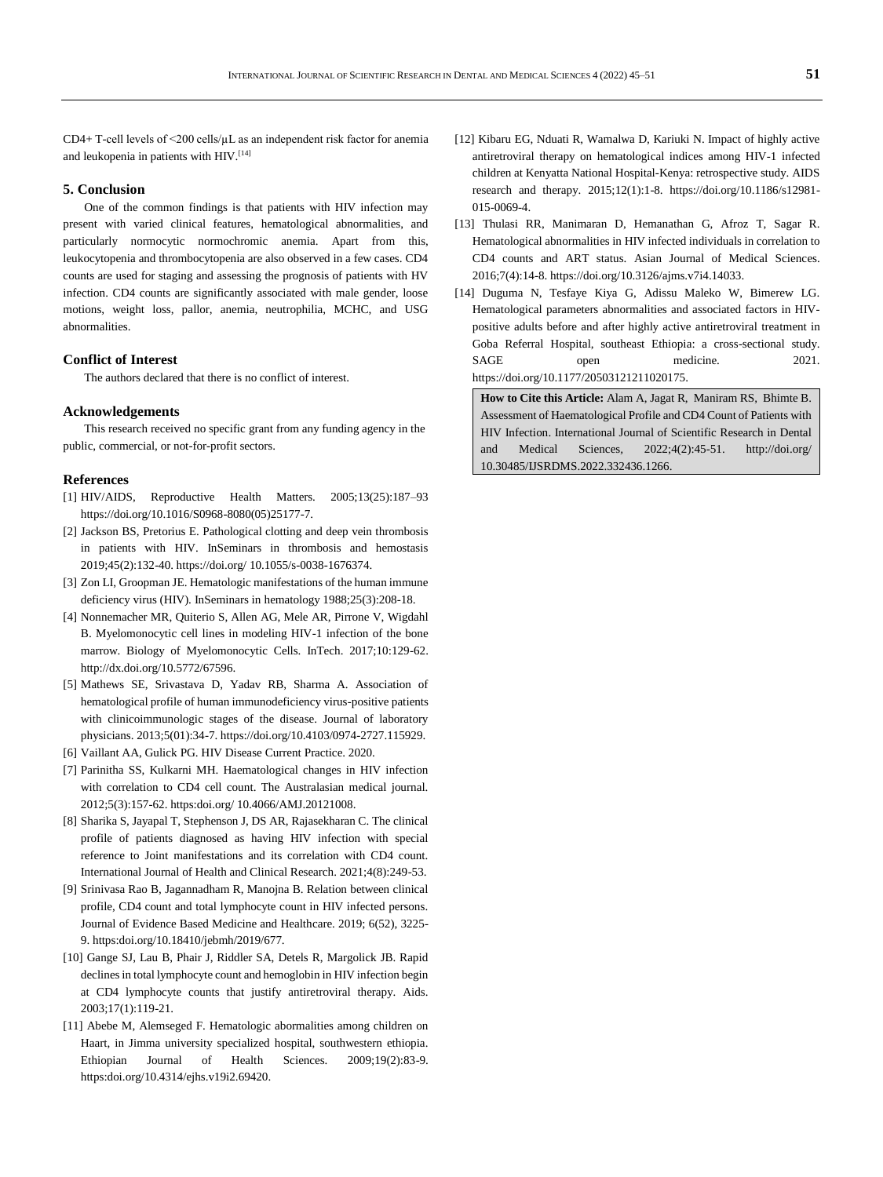CD4+ T-cell levels of <200 cells/μL as an independent risk factor for anemia and leukopenia in patients with HIV.[14]

## 5. Conclusion

One of the common findings is that patients with HIV infection may present with varied clinical features, hematological abnormalities, and particularly normocytic normochromic anemia. Apart from this, leukocytopenia and thrombocytopenia are also observed in a few cases. CD4 counts are used for staging and assessing the prognosis of patients with HV infection. CD4 counts are significantly associated with male gender, loose motions, weight loss, pallor, anemia, neutrophilia, MCHC, and USG abnormalities.

## Conflict of Interest

The authors declared that there is no conflict of interest.

## Acknowledgements

This research received no specific grant from any funding agency in the public, commercial, or not-for-profit sectors.

## References

[1] HIV/AIDS, Reproductive Health Matters. 2005;13(25):187–93 https://doi.org/10.1016/S0968-8080(05)25177-7.

[2] Jackson BS, Pretorius E. Pathological clotting and deep vein thrombosis in patients with HIV. InSeminars in thrombosis and hemostasis 2019;45(2):132-40. https://doi.org/ 10.1055/s-0038-1676374.

[3] Zon LI, Groopman JE. Hematologic manifestations of the human immune deficiency virus (HIV). InSeminars in hematology 1988;25(3):208-18.

[4] Nonnemacher MR, Quiterio S, Allen AG, Mele AR, Pirrone V, Wigdahl B. Myelomonocytic cell lines in modeling HIV-1 infection of the bone marrow. Biology of Myelomonocytic Cells. InTech. 2017;10:129-62. http://dx.doi.org/10.5772/67596.

[5] Mathews SE, Srivastava D, Yadav RB, Sharma A. Association of hematological profile of human immunodeficiency virus-positive patients with clinicoimmunologic stages of the disease. Journal of laboratory physicians. 2013;5(01):34-7. https://doi.org/10.4103/0974-2727.115929.

[6] Vaillant AA, Gulick PG. HIV Disease Current Practice. 2020.

[7] Parinitha SS, Kulkarni MH. Haematological changes in HIV infection with correlation to CD4 cell count. The Australasian medical journal. 2012;5(3):157-62. https:doi.org/ 10.4066/AMJ.20121008.

[8] Sharika S, Jayapal T, Stephenson J, DS AR, Rajasekharan C. The clinical profile of patients diagnosed as having HIV infection with special reference to Joint manifestations and its correlation with CD4 count. International Journal of Health and Clinical Research. 2021;4(8):249-53.

[9] Srinivasa Rao B, Jagannadham R, Manojna B. Relation between clinical profile, CD4 count and total lymphocyte count in HIV infected persons. Journal of Evidence Based Medicine and Healthcare. 2019; 6(52), 3225-9. https:doi.org/10.18410/jebmh/2019/677.

[10] Gange SJ, Lau B, Phair J, Riddler SA, Detels R, Margolick JB. Rapid declines in total lymphocyte count and hemoglobin in HIV infection begin at CD4 lymphocyte counts that justify antiretroviral therapy. Aids. 2003;17(1):119-21.

[11] Abebe M, Alemseged F. Hematologic abormalities among children on Haart, in Jimma university specialized hospital, southwestern ethiopia. Ethiopian Journal of Health Sciences. 2009;19(2):83-9. https:doi.org/10.4314/ejhs.v19i2.69420.

[12] Kibaru EG, Nduati R, Wamalwa D, Kariuki N. Impact of highly active antiretroviral therapy on hematological indices among HIV-1 infected children at Kenyatta National Hospital-Kenya: retrospective study. AIDS research and therapy. 2015;12(1):1-8. https://doi.org/10.1186/s12981-015-0069-4.

[13] Thulasi RR, Manimaran D, Hemanathan G, Afroz T, Sagar R. Hematological abnormalities in HIV infected individuals in correlation to CD4 counts and ART status. Asian Journal of Medical Sciences. 2016;7(4):14-8. https://doi.org/10.3126/ajms.v7i4.14033.

[14] Duguma N, Tesfaye Kiya G, Adissu Maleko W, Bimerew LG. Hematological parameters abnormalities and associated factors in HIV-positive adults before and after highly active antiretroviral treatment in Goba Referral Hospital, southeast Ethiopia: a cross-sectional study. SAGE open medicine. 2021. https://doi.org/10.1177/20503121211020175.

**How to Cite this Article:** Alam A, Jagat R, Maniram RS, Bhimte B. Assessment of Haematological Profile and CD4 Count of Patients with HIV Infection. International Journal of Scientific Research in Dental and Medical Sciences, 2022;4(2):45-51. http://doi.org/ 10.30485/IJSRDMS.2022.332436.1266.